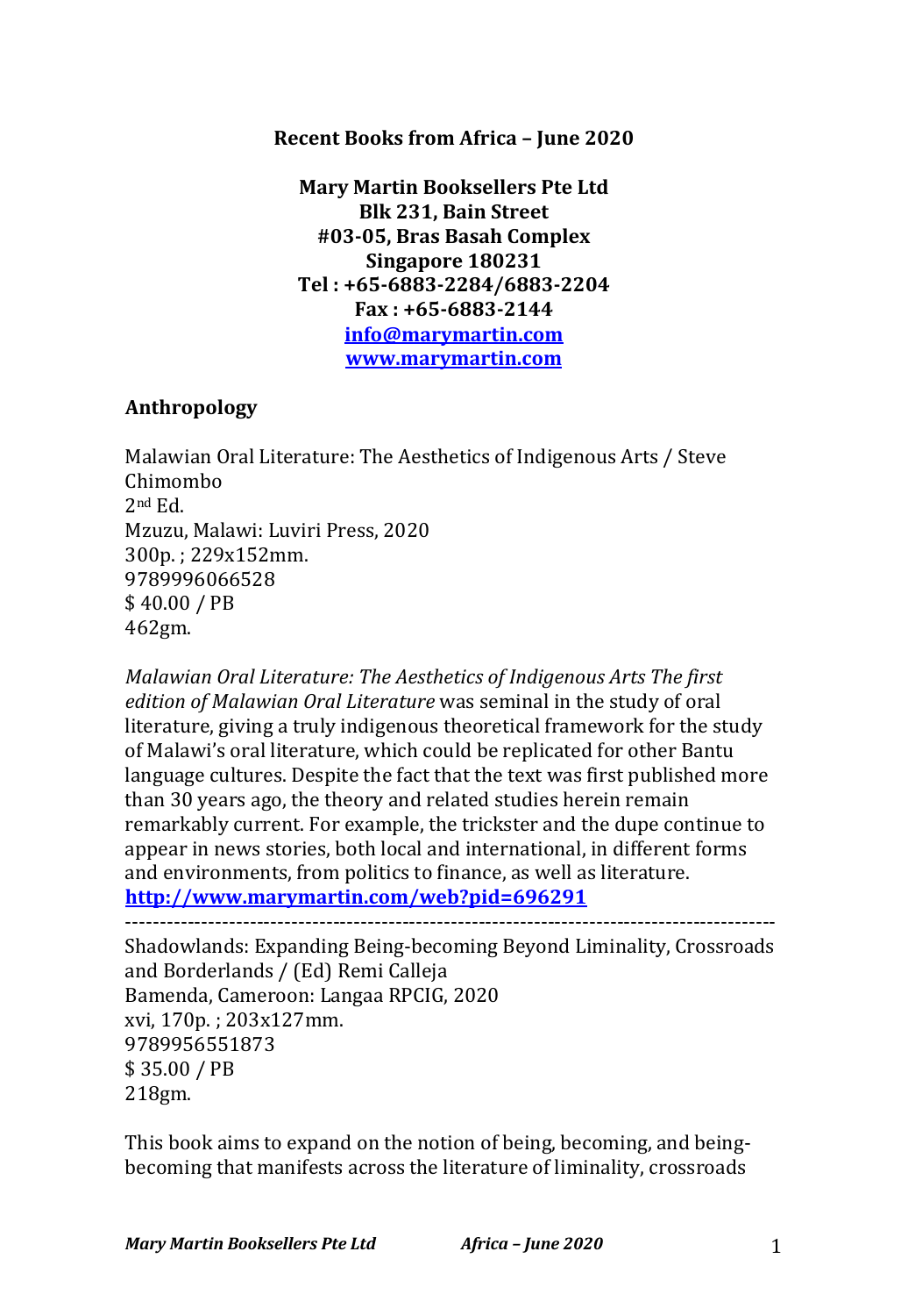**Recent Books from Africa – June 2020**

**Mary Martin Booksellers Pte Ltd**
**Blk 231, Bain Street**
**#03-05, Bras Basah Complex**
**Singapore 180231**
**Tel : +65-6883-2284/6883-2204**
**Fax : +65-6883-2144**
**[info@marymartin.com](mailto:info@marymartin.com)**
**[www.marymartin.com](http://www.marymartin.com)**

## Anthropology

Malawian Oral Literature: The Aesthetics of Indigenous Arts / Steve Chimombo
2nd Ed.
Mzuzu, Malawi: Luviri Press, 2020
300p. ; 229x152mm.
9789996066528
$ 40.00 / PB
462gm.

*Malawian Oral Literature: The Aesthetics of Indigenous Arts The first edition of Malawian Oral Literature* was seminal in the study of oral literature, giving a truly indigenous theoretical framework for the study of Malawi's oral literature, which could be replicated for other Bantu language cultures. Despite the fact that the text was first published more than 30 years ago, the theory and related studies herein remain remarkably current. For example, the trickster and the dupe continue to appear in news stories, both local and international, in different forms and environments, from politics to finance, as well as literature.
**[http://www.marymartin.com/web?pid=696291](http://www.marymartin.com/web?pid=696291)**

---

Shadowlands: Expanding Being-becoming Beyond Liminality, Crossroads and Borderlands / (Ed) Remi Calleja
Bamenda, Cameroon: Langaa RPCIG, 2020
xvi, 170p. ; 203x127mm.
9789956551873
$ 35.00 / PB
218gm.

This book aims to expand on the notion of being, becoming, and being-becoming that manifests across the literature of liminality, crossroads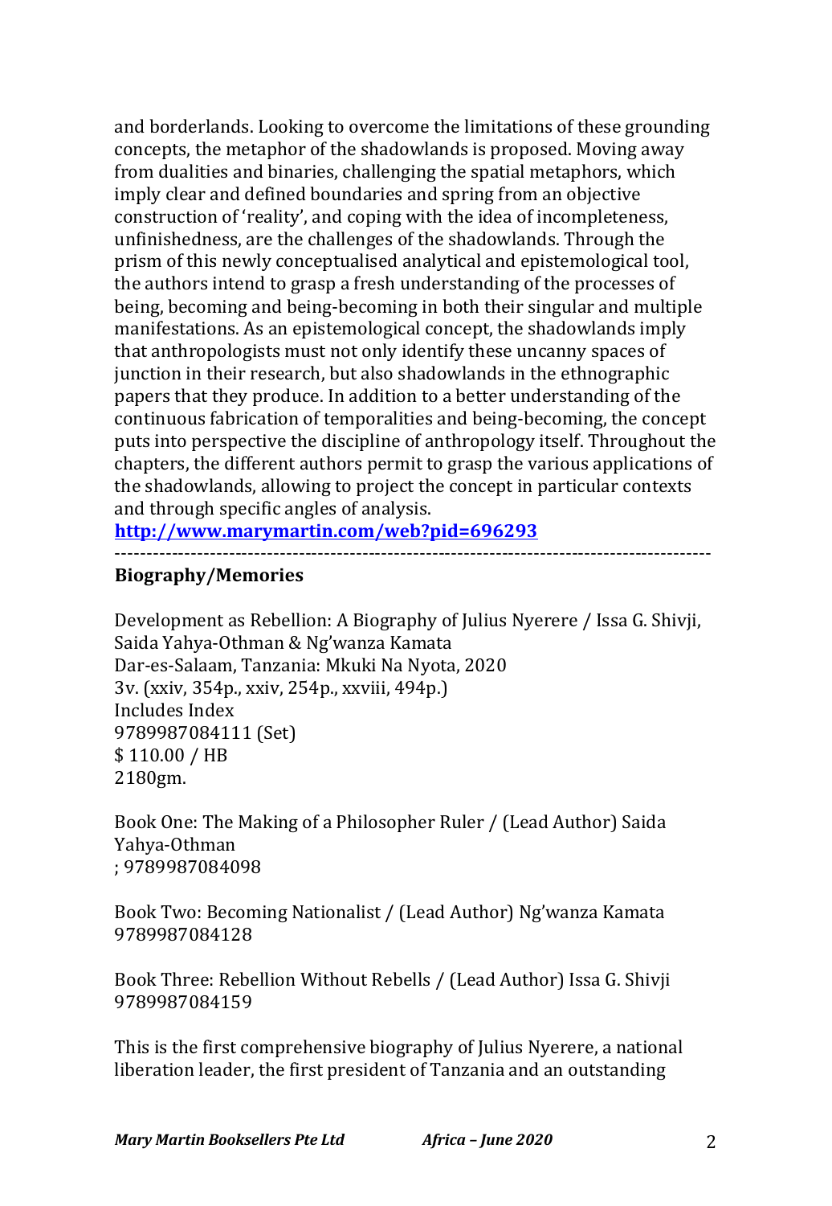and borderlands. Looking to overcome the limitations of these grounding concepts, the metaphor of the shadowlands is proposed. Moving away from dualities and binaries, challenging the spatial metaphors, which imply clear and defined boundaries and spring from an objective construction of 'reality', and coping with the idea of incompleteness, unfinishedness, are the challenges of the shadowlands. Through the prism of this newly conceptualised analytical and epistemological tool, the authors intend to grasp a fresh understanding of the processes of being, becoming and being-becoming in both their singular and multiple manifestations. As an epistemological concept, the shadowlands imply that anthropologists must not only identify these uncanny spaces of junction in their research, but also shadowlands in the ethnographic papers that they produce. In addition to a better understanding of the continuous fabrication of temporalities and being-becoming, the concept puts into perspective the discipline of anthropology itself. Throughout the chapters, the different authors permit to grasp the various applications of the shadowlands, allowing to project the concept in particular contexts and through specific angles of analysis.

**http://www.marymartin.com/web?pid=696293**

---

**Biography/Memories**

Development as Rebellion: A Biography of Julius Nyerere / Issa G. Shivji, Saida Yahya-Othman & Ng'wanza Kamata
Dar-es-Salaam, Tanzania: Mkuki Na Nyota, 2020
3v. (xxiv, 354p., xxiv, 254p., xxviii, 494p.)
Includes Index
9789987084111 (Set)
$ 110.00 / HB
2180gm.

Book One: The Making of a Philosopher Ruler / (Lead Author) Saida Yahya-Othman
; 9789987084098

Book Two: Becoming Nationalist / (Lead Author) Ng'wanza Kamata
9789987084128

Book Three: Rebellion Without Rebells / (Lead Author) Issa G. Shivji
9789987084159

This is the first comprehensive biography of Julius Nyerere, a national liberation leader, the first president of Tanzania and an outstanding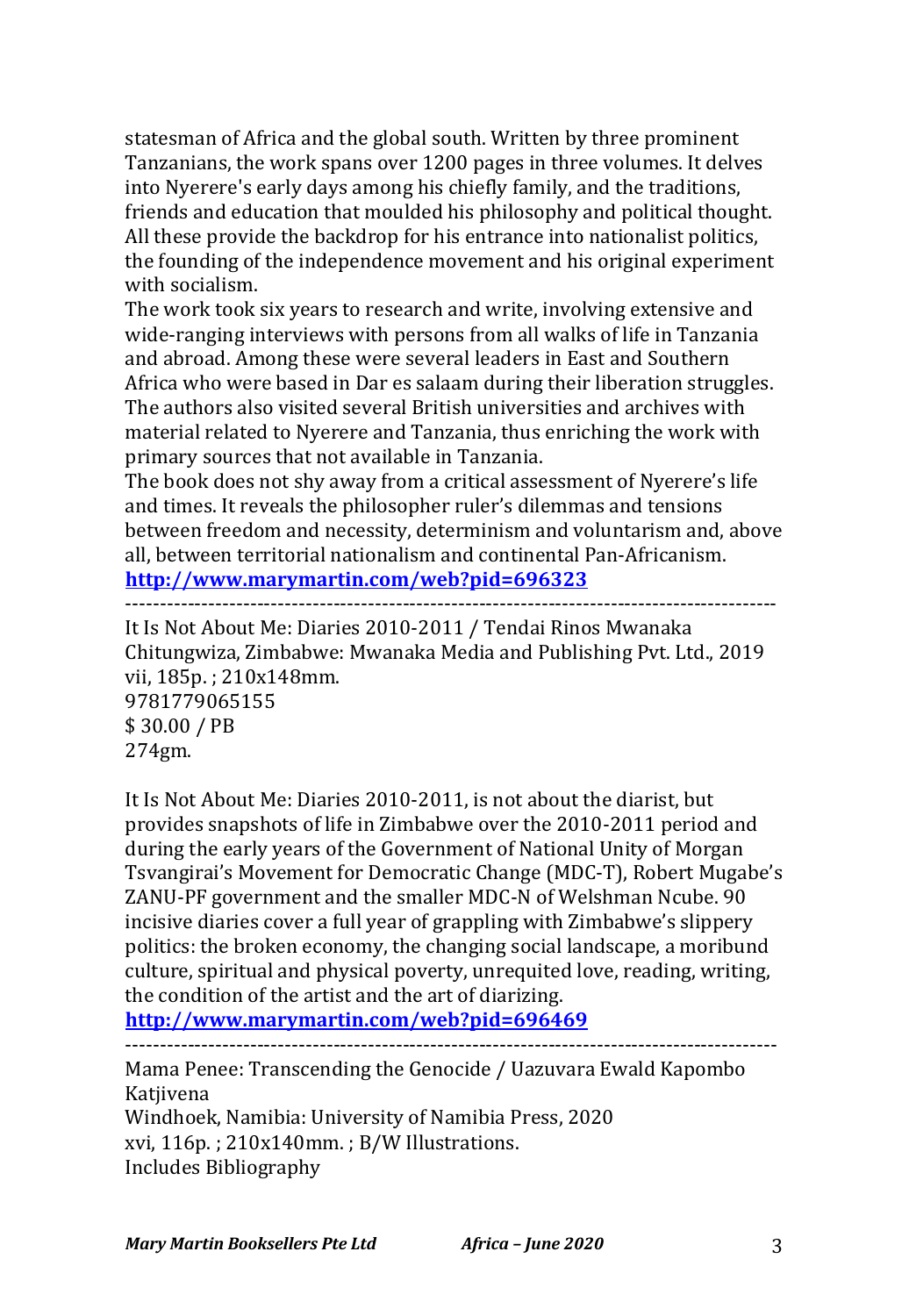statesman of Africa and the global south. Written by three prominent Tanzanians, the work spans over 1200 pages in three volumes. It delves into Nyerere's early days among his chiefly family, and the traditions, friends and education that moulded his philosophy and political thought. All these provide the backdrop for his entrance into nationalist politics, the founding of the independence movement and his original experiment with socialism.
The work took six years to research and write, involving extensive and wide-ranging interviews with persons from all walks of life in Tanzania and abroad. Among these were several leaders in East and Southern Africa who were based in Dar es salaam during their liberation struggles. The authors also visited several British universities and archives with material related to Nyerere and Tanzania, thus enriching the work with primary sources that not available in Tanzania.
The book does not shy away from a critical assessment of Nyerere's life and times. It reveals the philosopher ruler's dilemmas and tensions between freedom and necessity, determinism and voluntarism and, above all, between territorial nationalism and continental Pan-Africanism.
**http://www.marymartin.com/web?pid=696323**

---

It Is Not About Me: Diaries 2010-2011 / Tendai Rinos Mwanaka
Chitungwiza, Zimbabwe: Mwanaka Media and Publishing Pvt. Ltd., 2019
vii, 185p. ; 210x148mm.
9781779065155
$ 30.00 / PB
274gm.

It Is Not About Me: Diaries 2010-2011, is not about the diarist, but provides snapshots of life in Zimbabwe over the 2010-2011 period and during the early years of the Government of National Unity of Morgan Tsvangirai's Movement for Democratic Change (MDC-T), Robert Mugabe's ZANU-PF government and the smaller MDC-N of Welshman Ncube. 90 incisive diaries cover a full year of grappling with Zimbabwe's slippery politics: the broken economy, the changing social landscape, a moribund culture, spiritual and physical poverty, unrequited love, reading, writing, the condition of the artist and the art of diarizing.
**http://www.marymartin.com/web?pid=696469**

---

Mama Penee: Transcending the Genocide / Uazuvara Ewald Kapombo Katjivena
Windhoek, Namibia: University of Namibia Press, 2020
xvi, 116p. ; 210x140mm. ; B/W Illustrations.
Includes Bibliography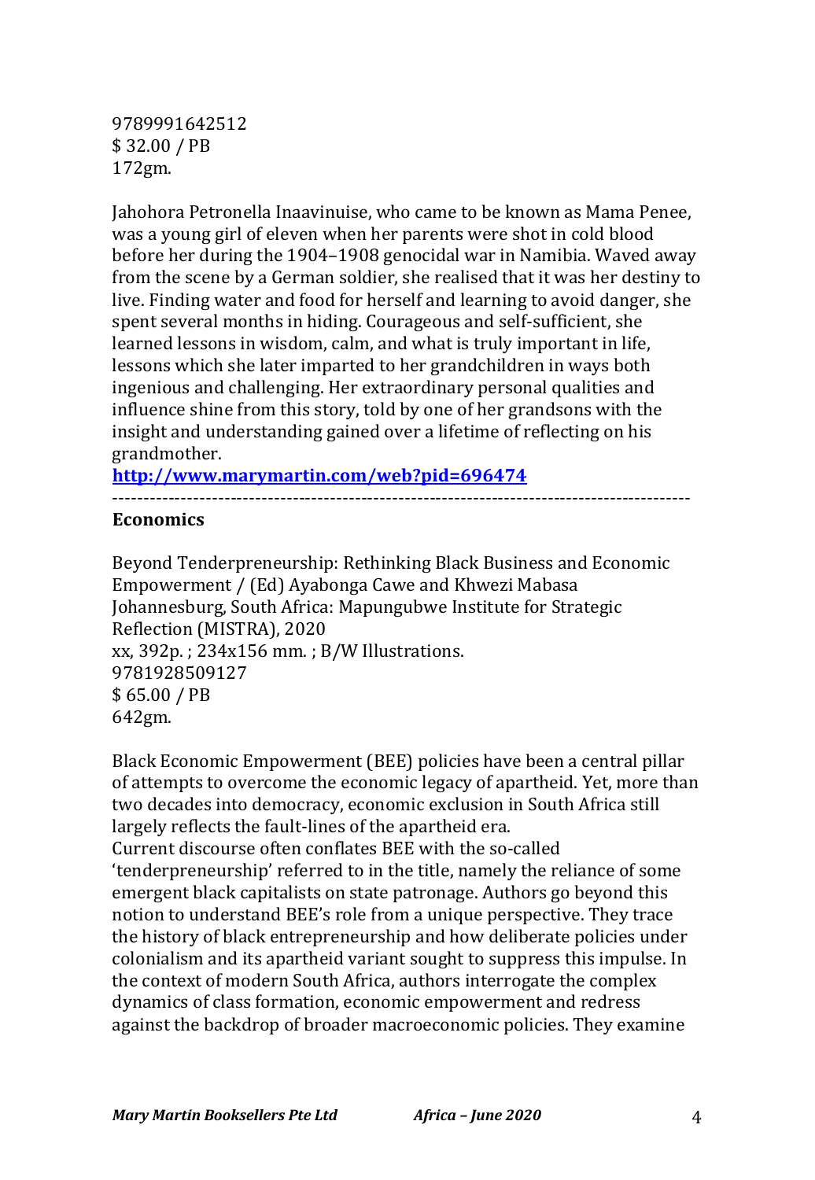9789991642512
$ 32.00 / PB
172gm.

Jahohora Petronella Inaavinuise, who came to be known as Mama Penee, was a young girl of eleven when her parents were shot in cold blood before her during the 1904–1908 genocidal war in Namibia. Waved away from the scene by a German soldier, she realised that it was her destiny to live. Finding water and food for herself and learning to avoid danger, she spent several months in hiding. Courageous and self-sufficient, she learned lessons in wisdom, calm, and what is truly important in life, lessons which she later imparted to her grandchildren in ways both ingenious and challenging. Her extraordinary personal qualities and influence shine from this story, told by one of her grandsons with the insight and understanding gained over a lifetime of reflecting on his grandmother.

**http://www.marymartin.com/web?pid=696474**

---

**Economics**

Beyond Tenderpreneurship: Rethinking Black Business and Economic Empowerment / (Ed) Ayabonga Cawe and Khwezi Mabasa
Johannesburg, South Africa: Mapungubwe Institute for Strategic Reflection (MISTRA), 2020
xx, 392p. ; 234x156 mm. ; B/W Illustrations.
9781928509127
$ 65.00 / PB
642gm.

Black Economic Empowerment (BEE) policies have been a central pillar of attempts to overcome the economic legacy of apartheid. Yet, more than two decades into democracy, economic exclusion in South Africa still largely reflects the fault-lines of the apartheid era.
Current discourse often conflates BEE with the so-called 'tenderpreneurship' referred to in the title, namely the reliance of some emergent black capitalists on state patronage. Authors go beyond this notion to understand BEE's role from a unique perspective. They trace the history of black entrepreneurship and how deliberate policies under colonialism and its apartheid variant sought to suppress this impulse. In the context of modern South Africa, authors interrogate the complex dynamics of class formation, economic empowerment and redress against the backdrop of broader macroeconomic policies. They examine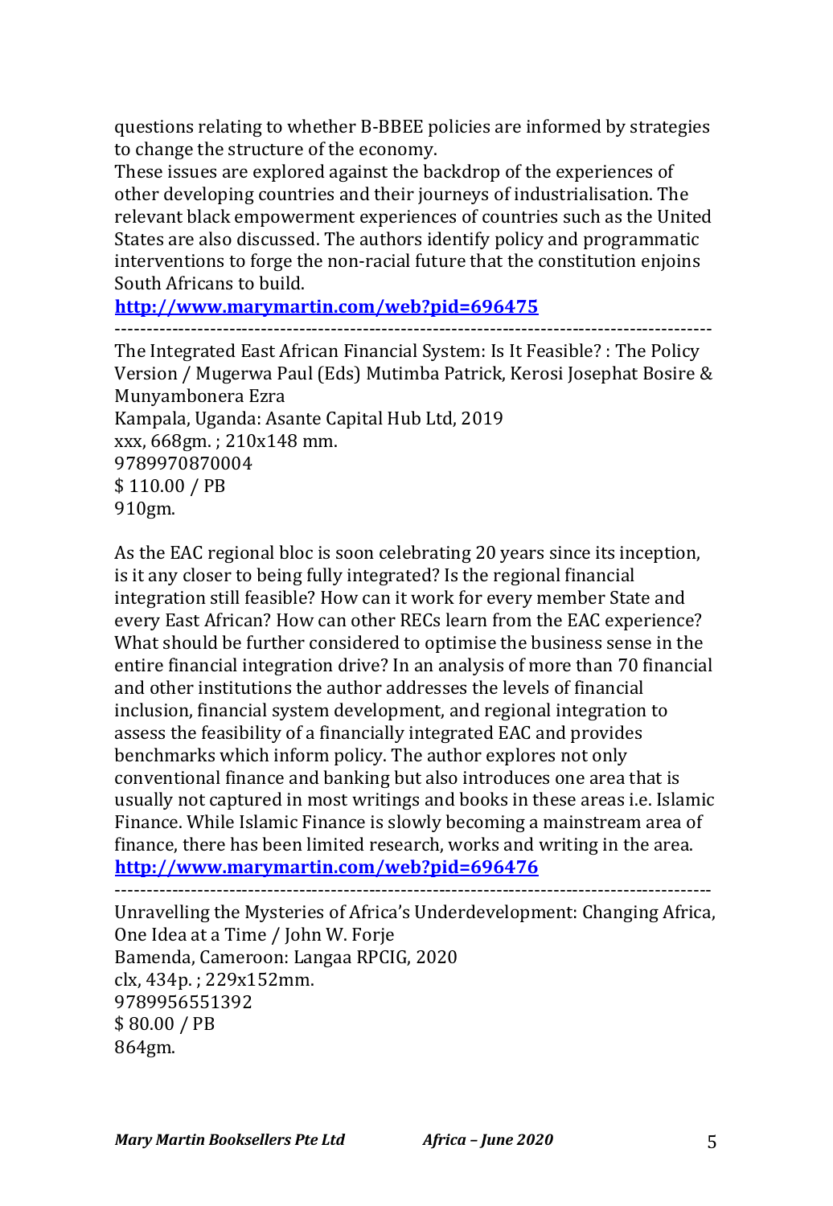questions relating to whether B-BBEE policies are informed by strategies to change the structure of the economy.

These issues are explored against the backdrop of the experiences of other developing countries and their journeys of industrialisation. The relevant black empowerment experiences of countries such as the United States are also discussed. The authors identify policy and programmatic interventions to forge the non-racial future that the constitution enjoins South Africans to build.

**http://www.marymartin.com/web?pid=696475**

----------------------------------------------------------------------------------------------

The Integrated East African Financial System: Is It Feasible? : The Policy Version / Mugerwa Paul (Eds) Mutimba Patrick, Kerosi Josephat Bosire & Munyambonera Ezra  
Kampala, Uganda: Asante Capital Hub Ltd, 2019  
xxx, 668gm. ; 210x148 mm.  
9789970870004  
$ 110.00 / PB  
910gm.

As the EAC regional bloc is soon celebrating 20 years since its inception, is it any closer to being fully integrated? Is the regional financial integration still feasible? How can it work for every member State and every East African? How can other RECs learn from the EAC experience? What should be further considered to optimise the business sense in the entire financial integration drive? In an analysis of more than 70 financial and other institutions the author addresses the levels of financial inclusion, financial system development, and regional integration to assess the feasibility of a financially integrated EAC and provides benchmarks which inform policy. The author explores not only conventional finance and banking but also introduces one area that is usually not captured in most writings and books in these areas i.e. Islamic Finance. While Islamic Finance is slowly becoming a mainstream area of finance, there has been limited research, works and writing in the area.

**http://www.marymartin.com/web?pid=696476**

----------------------------------------------------------------------------------------------

Unravelling the Mysteries of Africa's Underdevelopment: Changing Africa, One Idea at a Time / John W. Forje  
Bamenda, Cameroon: Langaa RPCIG, 2020  
clx, 434p. ; 229x152mm.  
9789956551392  
$ 80.00 / PB  
864gm.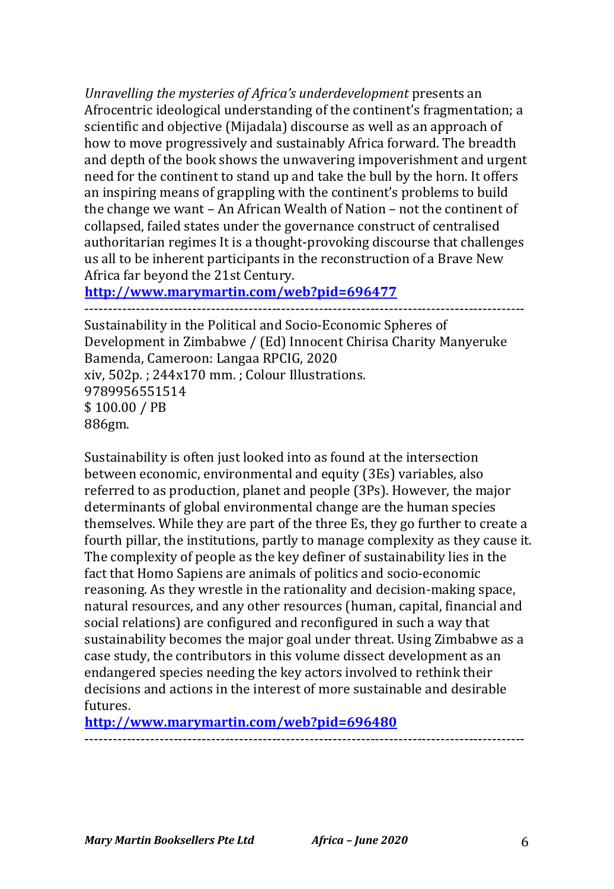*Unravelling the mysteries of Africa's underdevelopment* presents an Afrocentric ideological understanding of the continent's fragmentation; a scientific and objective (Mijadala) discourse as well as an approach of how to move progressively and sustainably Africa forward. The breadth and depth of the book shows the unwavering impoverishment and urgent need for the continent to stand up and take the bull by the horn. It offers an inspiring means of grappling with the continent's problems to build the change we want – An African Wealth of Nation – not the continent of collapsed, failed states under the governance construct of centralised authoritarian regimes It is a thought-provoking discourse that challenges us all to be inherent participants in the reconstruction of a Brave New Africa far beyond the 21st Century.

**http://www.marymartin.com/web?pid=696477**

---

Sustainability in the Political and Socio-Economic Spheres of Development in Zimbabwe / (Ed) Innocent Chirisa Charity Manyeruke
Bamenda, Cameroon: Langaa RPCIG, 2020
xiv, 502p. ; 244x170 mm. ; Colour Illustrations.
9789956551514
$ 100.00 / PB
886gm.

Sustainability is often just looked into as found at the intersection between economic, environmental and equity (3Es) variables, also referred to as production, planet and people (3Ps). However, the major determinants of global environmental change are the human species themselves. While they are part of the three Es, they go further to create a fourth pillar, the institutions, partly to manage complexity as they cause it. The complexity of people as the key definer of sustainability lies in the fact that Homo Sapiens are animals of politics and socio-economic reasoning. As they wrestle in the rationality and decision-making space, natural resources, and any other resources (human, capital, financial and social relations) are configured and reconfigured in such a way that sustainability becomes the major goal under threat. Using Zimbabwe as a case study, the contributors in this volume dissect development as an endangered species needing the key actors involved to rethink their decisions and actions in the interest of more sustainable and desirable futures.

**http://www.marymartin.com/web?pid=696480**

---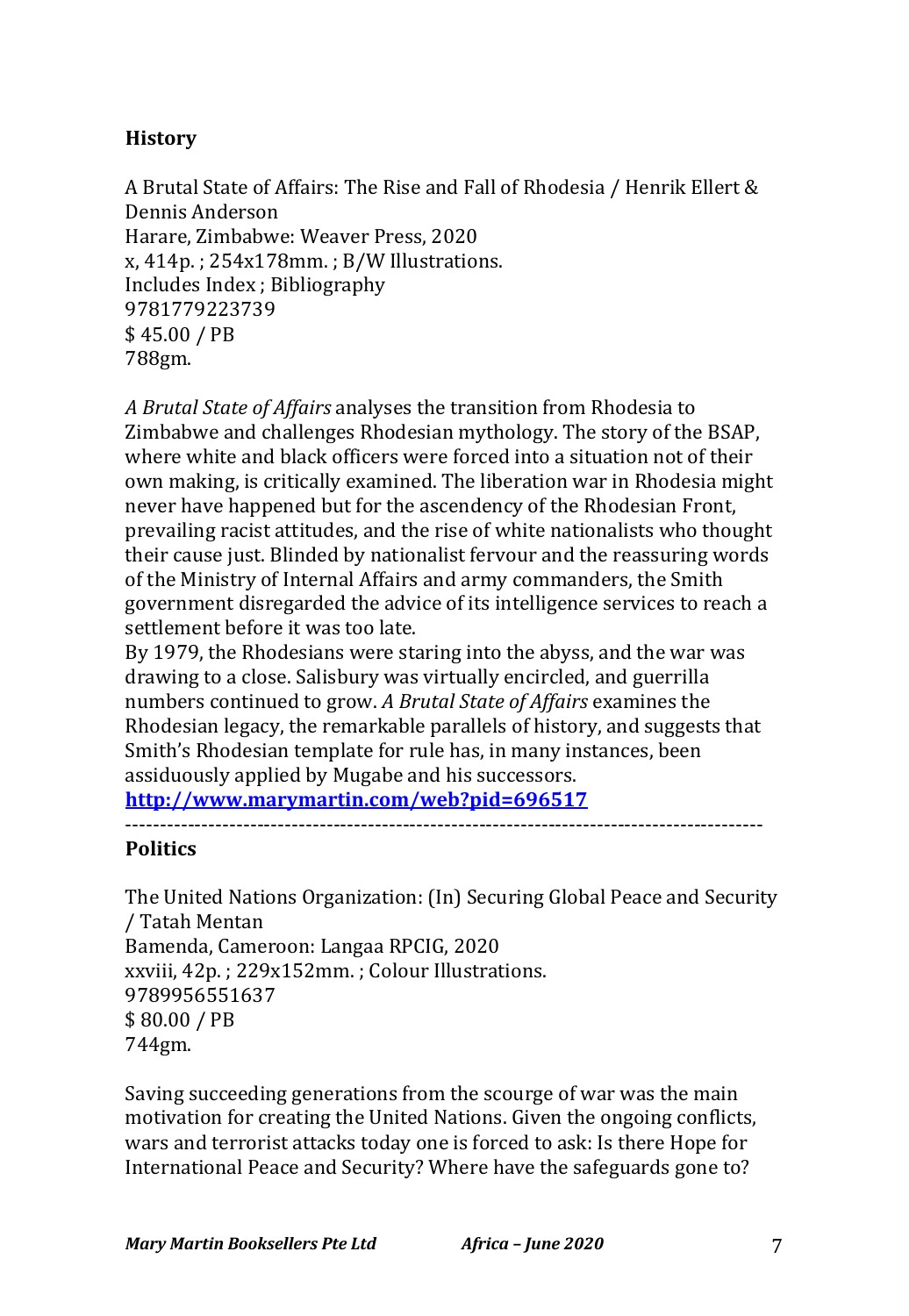## History

A Brutal State of Affairs: The Rise and Fall of Rhodesia / Henrik Ellert & Dennis Anderson
Harare, Zimbabwe: Weaver Press, 2020
x, 414p. ; 254x178mm. ; B/W Illustrations.
Includes Index ; Bibliography
9781779223739
$ 45.00 / PB
788gm.

*A Brutal State of Affairs* analyses the transition from Rhodesia to Zimbabwe and challenges Rhodesian mythology. The story of the BSAP, where white and black officers were forced into a situation not of their own making, is critically examined. The liberation war in Rhodesia might never have happened but for the ascendency of the Rhodesian Front, prevailing racist attitudes, and the rise of white nationalists who thought their cause just. Blinded by nationalist fervour and the reassuring words of the Ministry of Internal Affairs and army commanders, the Smith government disregarded the advice of its intelligence services to reach a settlement before it was too late.
By 1979, the Rhodesians were staring into the abyss, and the war was drawing to a close. Salisbury was virtually encircled, and guerrilla numbers continued to grow. *A Brutal State of Affairs* examines the Rhodesian legacy, the remarkable parallels of history, and suggests that Smith's Rhodesian template for rule has, in many instances, been assiduously applied by Mugabe and his successors.
**http://www.marymartin.com/web?pid=696517**

---

## Politics

The United Nations Organization: (In) Securing Global Peace and Security / Tatah Mentan
Bamenda, Cameroon: Langaa RPCIG, 2020
xxviii, 42p. ; 229x152mm. ; Colour Illustrations.
9789956551637
$ 80.00 / PB
744gm.

Saving succeeding generations from the scourge of war was the main motivation for creating the United Nations. Given the ongoing conflicts, wars and terrorist attacks today one is forced to ask: Is there Hope for International Peace and Security? Where have the safeguards gone to?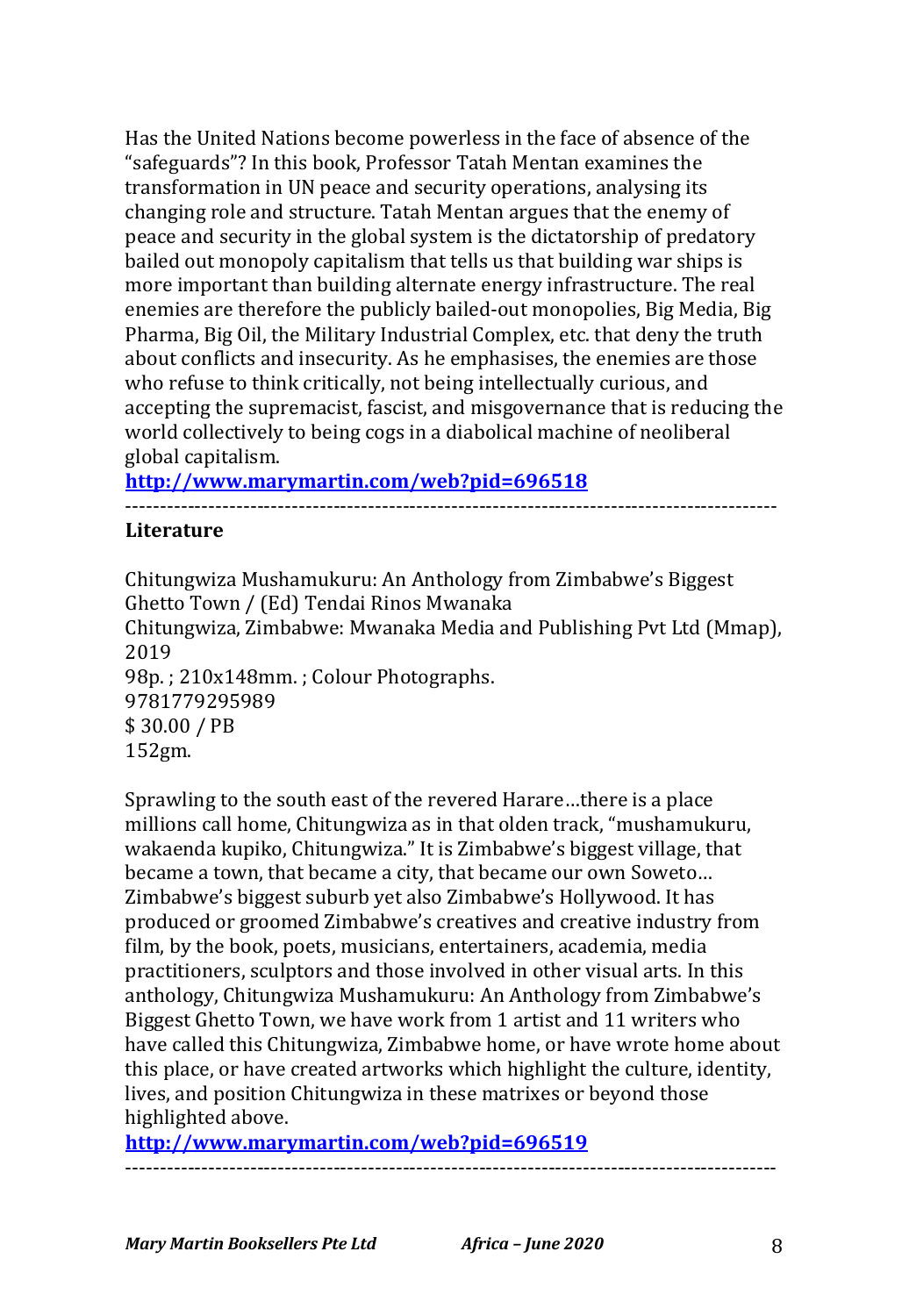Has the United Nations become powerless in the face of absence of the "safeguards"? In this book, Professor Tatah Mentan examines the transformation in UN peace and security operations, analysing its changing role and structure. Tatah Mentan argues that the enemy of peace and security in the global system is the dictatorship of predatory bailed out monopoly capitalism that tells us that building war ships is more important than building alternate energy infrastructure. The real enemies are therefore the publicly bailed-out monopolies, Big Media, Big Pharma, Big Oil, the Military Industrial Complex, etc. that deny the truth about conflicts and insecurity. As he emphasises, the enemies are those who refuse to think critically, not being intellectually curious, and accepting the supremacist, fascist, and misgovernance that is reducing the world collectively to being cogs in a diabolical machine of neoliberal global capitalism.

**http://www.marymartin.com/web?pid=696518**

---

**Literature**

Chitungwiza Mushamukuru: An Anthology from Zimbabwe's Biggest Ghetto Town / (Ed) Tendai Rinos Mwanaka
Chitungwiza, Zimbabwe: Mwanaka Media and Publishing Pvt Ltd (Mmap), 2019
98p. ; 210x148mm. ; Colour Photographs.
9781779295989
$ 30.00 / PB
152gm.

Sprawling to the south east of the revered Harare…there is a place millions call home, Chitungwiza as in that olden track, "mushamukuru, wakaenda kupiko, Chitungwiza." It is Zimbabwe's biggest village, that became a town, that became a city, that became our own Soweto… Zimbabwe's biggest suburb yet also Zimbabwe's Hollywood. It has produced or groomed Zimbabwe's creatives and creative industry from film, by the book, poets, musicians, entertainers, academia, media practitioners, sculptors and those involved in other visual arts. In this anthology, Chitungwiza Mushamukuru: An Anthology from Zimbabwe's Biggest Ghetto Town, we have work from 1 artist and 11 writers who have called this Chitungwiza, Zimbabwe home, or have wrote home about this place, or have created artworks which highlight the culture, identity, lives, and position Chitungwiza in these matrixes or beyond those highlighted above.

**http://www.marymartin.com/web?pid=696519**

---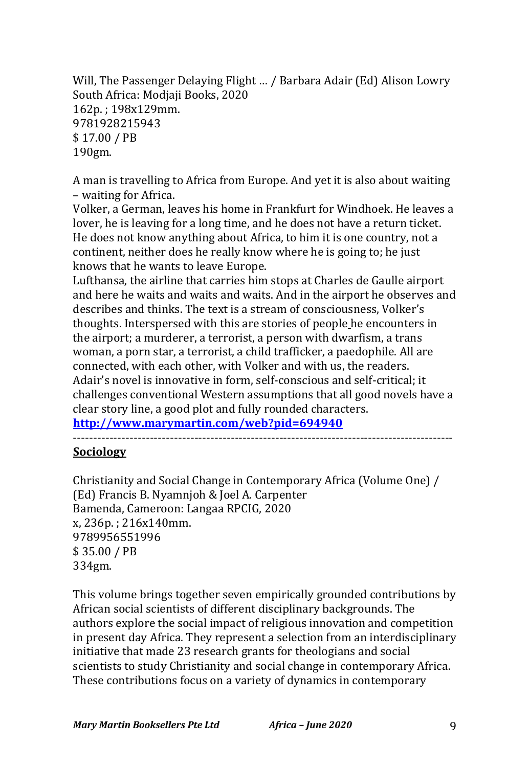Will, The Passenger Delaying Flight … / Barbara Adair (Ed) Alison Lowry
South Africa: Modjaji Books, 2020
162p. ; 198x129mm.
9781928215943
$ 17.00 / PB
190gm.

A man is travelling to Africa from Europe. And yet it is also about waiting – waiting for Africa.
Volker, a German, leaves his home in Frankfurt for Windhoek. He leaves a lover, he is leaving for a long time, and he does not have a return ticket. He does not know anything about Africa, to him it is one country, not a continent, neither does he really know where he is going to; he just knows that he wants to leave Europe.
Lufthansa, the airline that carries him stops at Charles de Gaulle airport and here he waits and waits and waits. And in the airport he observes and describes and thinks. The text is a stream of consciousness, Volker's thoughts. Interspersed with this are stories of people he encounters in the airport; a murderer, a terrorist, a person with dwarfism, a trans woman, a porn star, a terrorist, a child trafficker, a paedophile. All are connected, with each other, with Volker and with us, the readers.
Adair's novel is innovative in form, self-conscious and self-critical; it challenges conventional Western assumptions that all good novels have a clear story line, a good plot and fully rounded characters.
**http://www.marymartin.com/web?pid=694940**

---

**Sociology**

Christianity and Social Change in Contemporary Africa (Volume One) / (Ed) Francis B. Nyamnjoh & Joel A. Carpenter
Bamenda, Cameroon: Langaa RPCIG, 2020
x, 236p. ; 216x140mm.
9789956551996
$ 35.00 / PB
334gm.

This volume brings together seven empirically grounded contributions by African social scientists of different disciplinary backgrounds. The authors explore the social impact of religious innovation and competition in present day Africa. They represent a selection from an interdisciplinary initiative that made 23 research grants for theologians and social scientists to study Christianity and social change in contemporary Africa. These contributions focus on a variety of dynamics in contemporary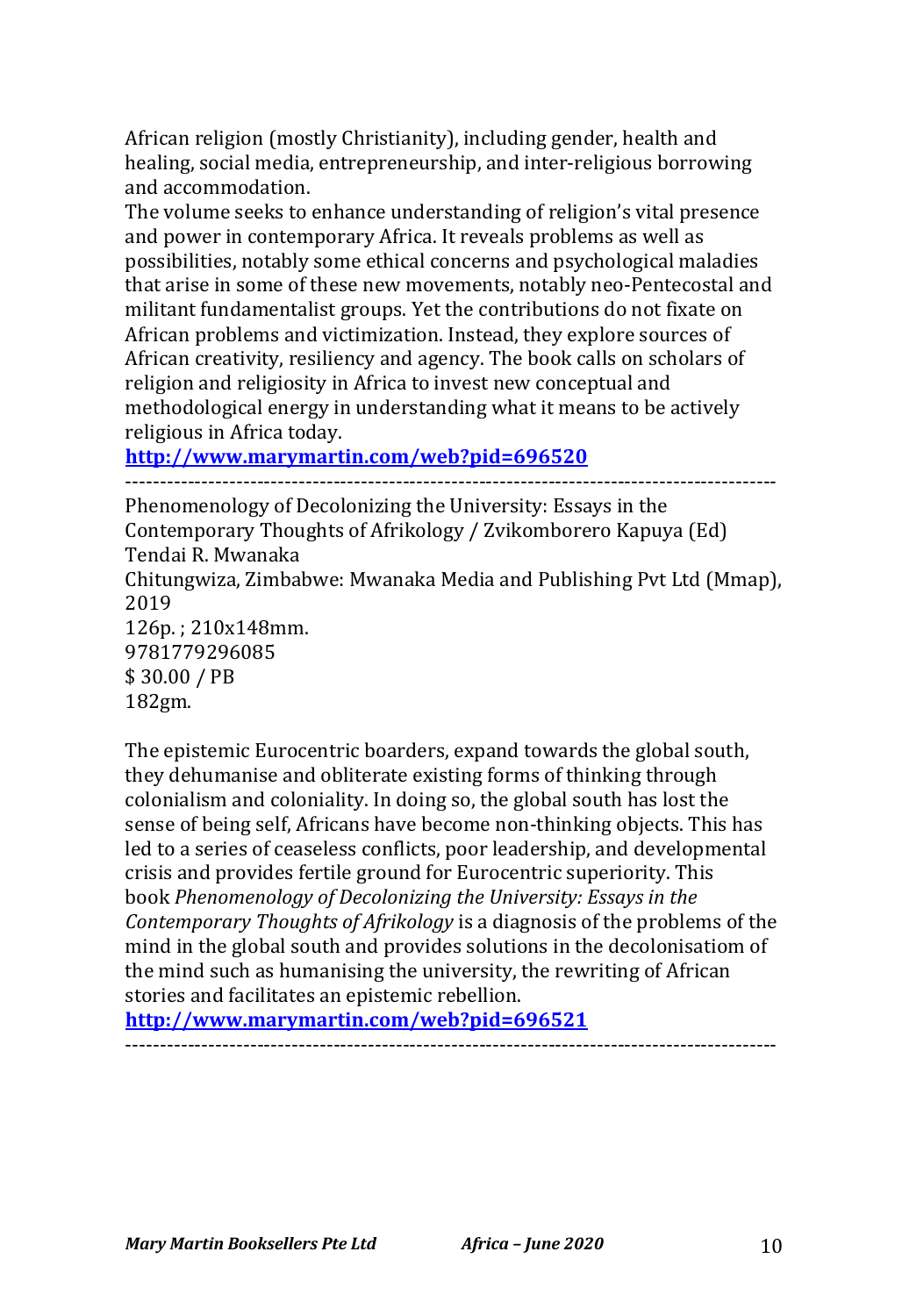African religion (mostly Christianity), including gender, health and healing, social media, entrepreneurship, and inter-religious borrowing and accommodation.

The volume seeks to enhance understanding of religion's vital presence and power in contemporary Africa. It reveals problems as well as possibilities, notably some ethical concerns and psychological maladies that arise in some of these new movements, notably neo-Pentecostal and militant fundamentalist groups. Yet the contributions do not fixate on African problems and victimization. Instead, they explore sources of African creativity, resiliency and agency. The book calls on scholars of religion and religiosity in Africa to invest new conceptual and methodological energy in understanding what it means to be actively religious in Africa today.

**http://www.marymartin.com/web?pid=696520**

---

Phenomenology of Decolonizing the University: Essays in the Contemporary Thoughts of Afrikology / Zvikomborero Kapuya (Ed) Tendai R. Mwanaka
Chitungwiza, Zimbabwe: Mwanaka Media and Publishing Pvt Ltd (Mmap), 2019
126p. ; 210x148mm.
9781779296085
$ 30.00 / PB
182gm.

The epistemic Eurocentric boarders, expand towards the global south, they dehumanise and obliterate existing forms of thinking through colonialism and coloniality. In doing so, the global south has lost the sense of being self, Africans have become non-thinking objects. This has led to a series of ceaseless conflicts, poor leadership, and developmental crisis and provides fertile ground for Eurocentric superiority. This book *Phenomenology of Decolonizing the University: Essays in the Contemporary Thoughts of Afrikology* is a diagnosis of the problems of the mind in the global south and provides solutions in the decolonisatiom of the mind such as humanising the university, the rewriting of African stories and facilitates an epistemic rebellion.

**http://www.marymartin.com/web?pid=696521**

---